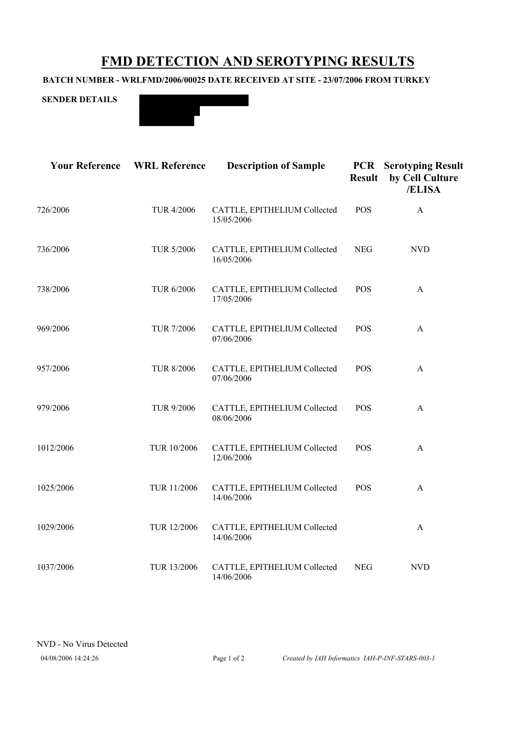# FMD DETECTION AND SEROTYPING RESULTS

**BATCH NUMBER - WRLFMD/2006/00025 DATE RECEIVED AT SITE - 23/07/2006 FROM TURKEY**

**SENDER DETAILS**

| Your Reference | WRL Reference | Description of Sample | PCR Result | Serotyping Result by Cell Culture /ELISA |
|---|---|---|---|---|
| 726/2006 | TUR 4/2006 | CATTLE, EPITHELIUM Collected 15/05/2006 | POS | A |
| 736/2006 | TUR 5/2006 | CATTLE, EPITHELIUM Collected 16/05/2006 | NEG | NVD |
| 738/2006 | TUR 6/2006 | CATTLE, EPITHELIUM Collected 17/05/2006 | POS | A |
| 969/2006 | TUR 7/2006 | CATTLE, EPITHELIUM Collected 07/06/2006 | POS | A |
| 957/2006 | TUR 8/2006 | CATTLE, EPITHELIUM Collected 07/06/2006 | POS | A |
| 979/2006 | TUR 9/2006 | CATTLE, EPITHELIUM Collected 08/06/2006 | POS | A |
| 1012/2006 | TUR 10/2006 | CATTLE, EPITHELIUM Collected 12/06/2006 | POS | A |
| 1025/2006 | TUR 11/2006 | CATTLE, EPITHELIUM Collected 14/06/2006 | POS | A |
| 1029/2006 | TUR 12/2006 | CATTLE, EPITHELIUM Collected 14/06/2006 | | A |
| 1037/2006 | TUR 13/2006 | CATTLE, EPITHELIUM Collected 14/06/2006 | NEG | NVD |

NVD - No Virus Detected

04/08/2006 14:24:26 *Created by IAH Informatics IAH-P-INF-STARS-003-1*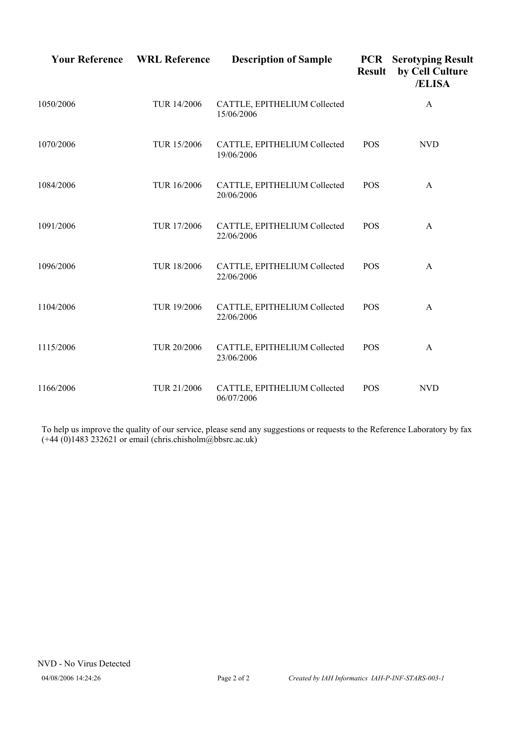| Your Reference | WRL Reference | Description of Sample | PCR Result | Serotyping Result by Cell Culture /ELISA |
|---|---|---|---|---|
| 1050/2006 | TUR 14/2006 | CATTLE, EPITHELIUM Collected 15/06/2006 | | A |
| 1070/2006 | TUR 15/2006 | CATTLE, EPITHELIUM Collected 19/06/2006 | POS | NVD |
| 1084/2006 | TUR 16/2006 | CATTLE, EPITHELIUM Collected 20/06/2006 | POS | A |
| 1091/2006 | TUR 17/2006 | CATTLE, EPITHELIUM Collected 22/06/2006 | POS | A |
| 1096/2006 | TUR 18/2006 | CATTLE, EPITHELIUM Collected 22/06/2006 | POS | A |
| 1104/2006 | TUR 19/2006 | CATTLE, EPITHELIUM Collected 22/06/2006 | POS | A |
| 1115/2006 | TUR 20/2006 | CATTLE, EPITHELIUM Collected 23/06/2006 | POS | A |
| 1166/2006 | TUR 21/2006 | CATTLE, EPITHELIUM Collected 06/07/2006 | POS | NVD |

To help us improve the quality of our service, please send any suggestions or requests to the Reference Laboratory by fax (+44 (0)1483 232621 or email (chris.chisholm@bbsrc.ac.uk)

NVD - No Virus Detected

04/08/2006 14:24:26

*Created by IAH Informatics IAH-P-INF-STARS-003-1*